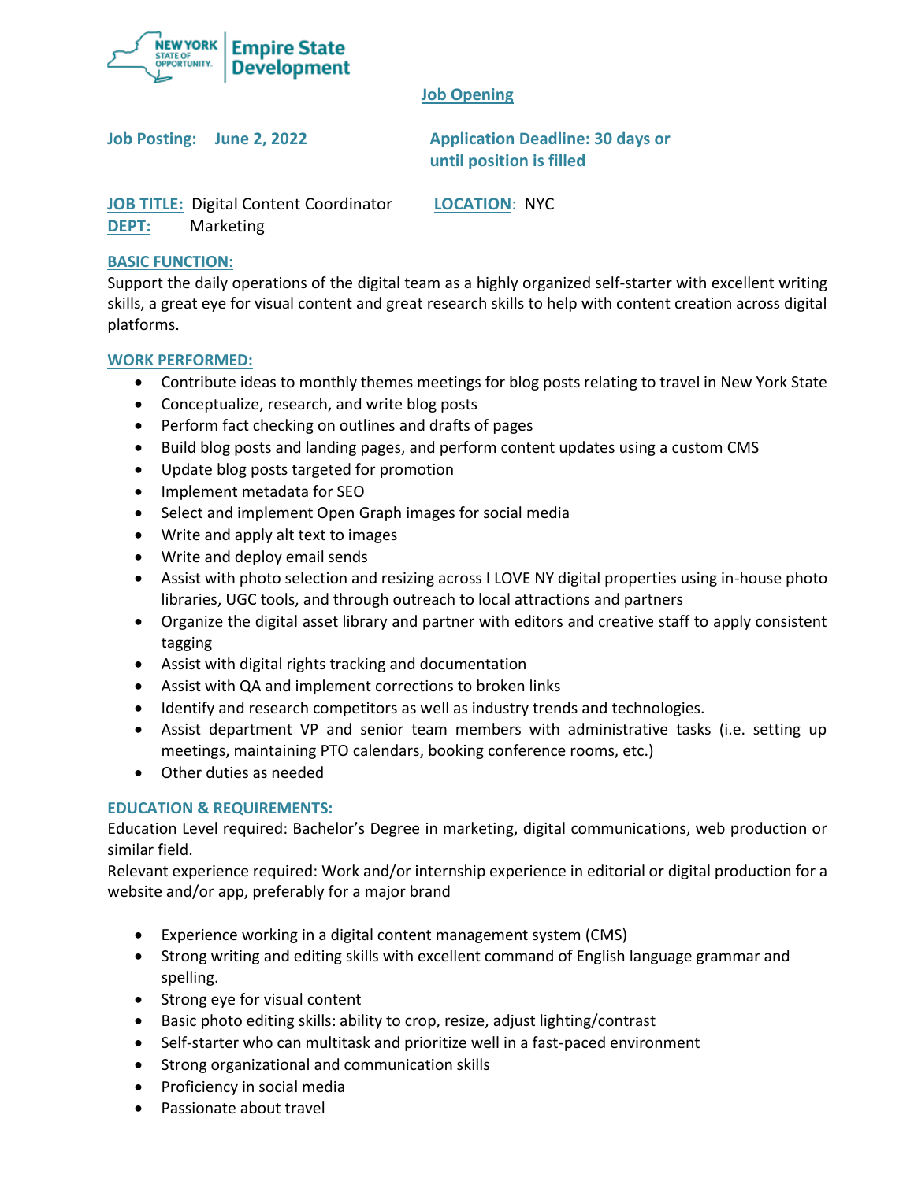NEW YORK STATE OF OPPORTUNITY. | Empire State Development

## Job Opening

**Job Posting:** June 2, 2022

**Application Deadline:** 30 days or until position is filled

**JOB TITLE:** Digital Content Coordinator

**LOCATION:** NYC

**DEPT:** Marketing

### BASIC FUNCTION:

Support the daily operations of the digital team as a highly organized self-starter with excellent writing skills, a great eye for visual content and great research skills to help with content creation across digital platforms.

### WORK PERFORMED:

- Contribute ideas to monthly themes meetings for blog posts relating to travel in New York State
- Conceptualize, research, and write blog posts
- Perform fact checking on outlines and drafts of pages
- Build blog posts and landing pages, and perform content updates using a custom CMS
- Update blog posts targeted for promotion
- Implement metadata for SEO
- Select and implement Open Graph images for social media
- Write and apply alt text to images
- Write and deploy email sends
- Assist with photo selection and resizing across I LOVE NY digital properties using in-house photo libraries, UGC tools, and through outreach to local attractions and partners
- Organize the digital asset library and partner with editors and creative staff to apply consistent tagging
- Assist with digital rights tracking and documentation
- Assist with QA and implement corrections to broken links
- Identify and research competitors as well as industry trends and technologies.
- Assist department VP and senior team members with administrative tasks (i.e. setting up meetings, maintaining PTO calendars, booking conference rooms, etc.)
- Other duties as needed

### EDUCATION & REQUIREMENTS:

Education Level required: Bachelor's Degree in marketing, digital communications, web production or similar field.

Relevant experience required: Work and/or internship experience in editorial or digital production for a website and/or app, preferably for a major brand

- Experience working in a digital content management system (CMS)
- Strong writing and editing skills with excellent command of English language grammar and spelling.
- Strong eye for visual content
- Basic photo editing skills: ability to crop, resize, adjust lighting/contrast
- Self-starter who can multitask and prioritize well in a fast-paced environment
- Strong organizational and communication skills
- Proficiency in social media
- Passionate about travel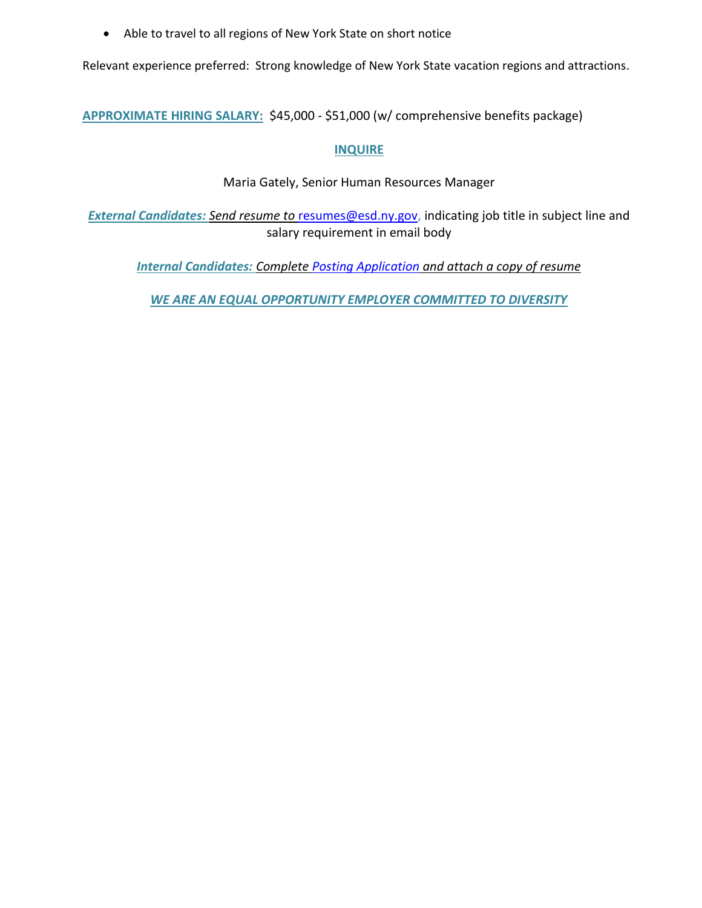- Able to travel to all regions of New York State on short notice

Relevant experience preferred: Strong knowledge of New York State vacation regions and attractions.

**APPROXIMATE HIRING SALARY:** $45,000 - $51,000 (w/ comprehensive benefits package)

**INQUIRE**

Maria Gately, Senior Human Resources Manager

***External Candidates:*** *Send resume to* resumes@esd.ny.gov, indicating job title in subject line and salary requirement in email body

***Internal Candidates:*** *Complete Posting Application and attach a copy of resume*

***WE ARE AN EQUAL OPPORTUNITY EMPLOYER COMMITTED TO DIVERSITY***